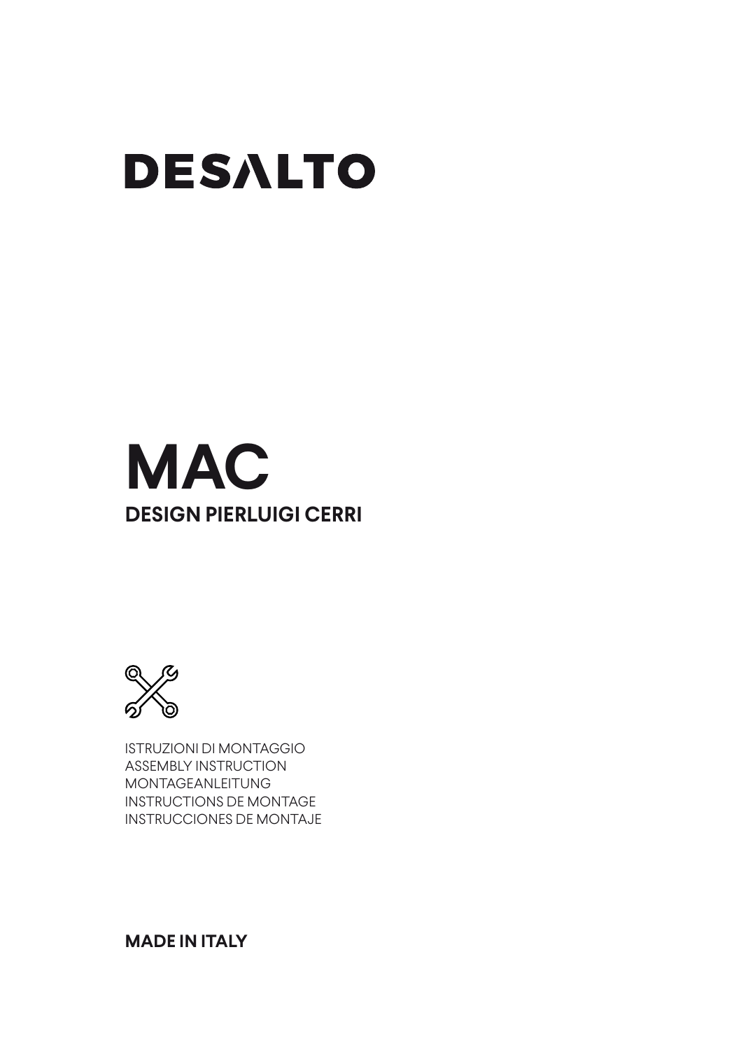# DESALTO

# MAC

## DESIGN PIERLUIGI CERRI

ISTRUZIONI DI MONTAGGIO
ASSEMBLY INSTRUCTION
MONTAGEANLEITUNG
INSTRUCTIONS DE MONTAGE
INSTRUCCIONES DE MONTAJE

**MADE IN ITALY**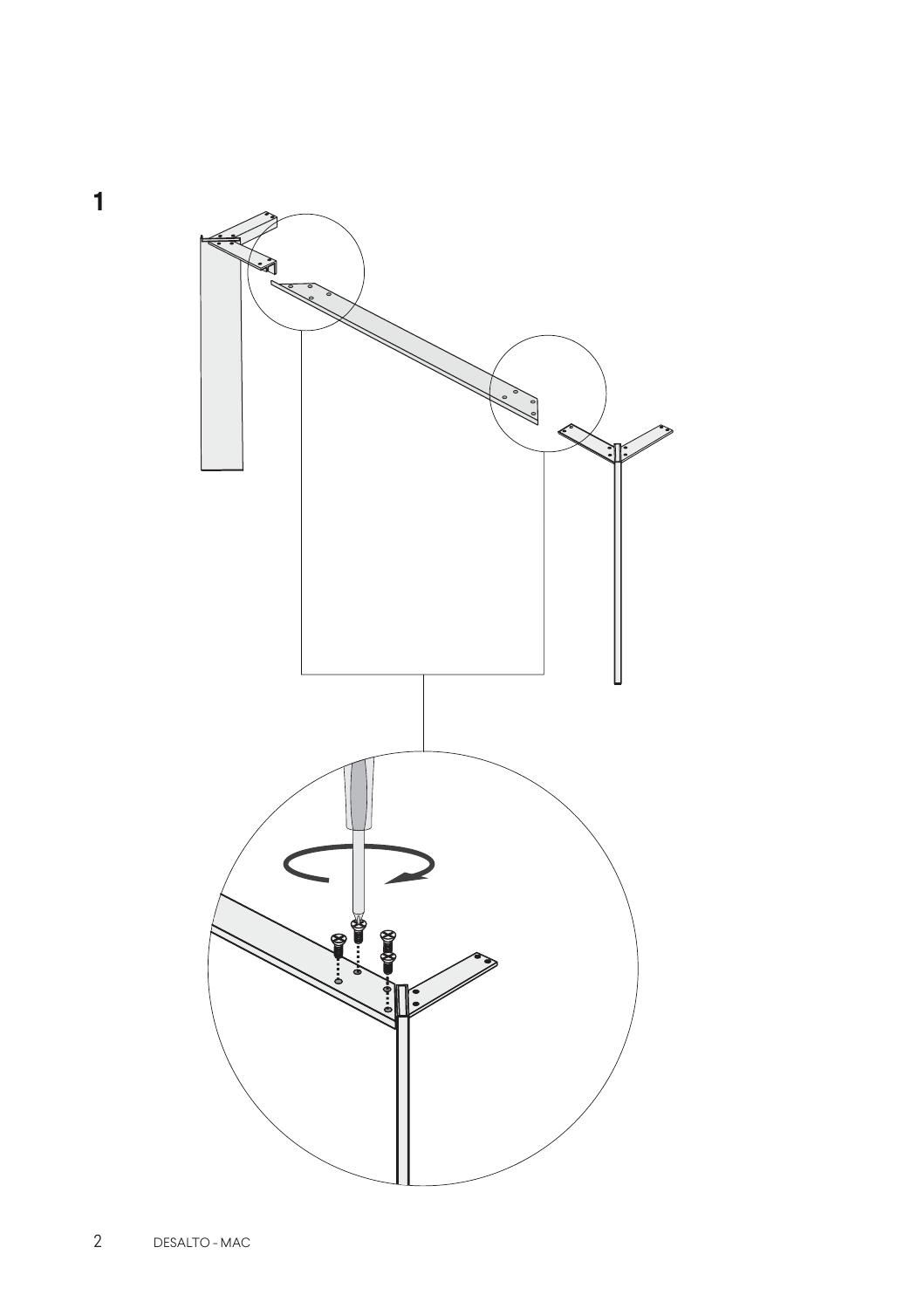**1**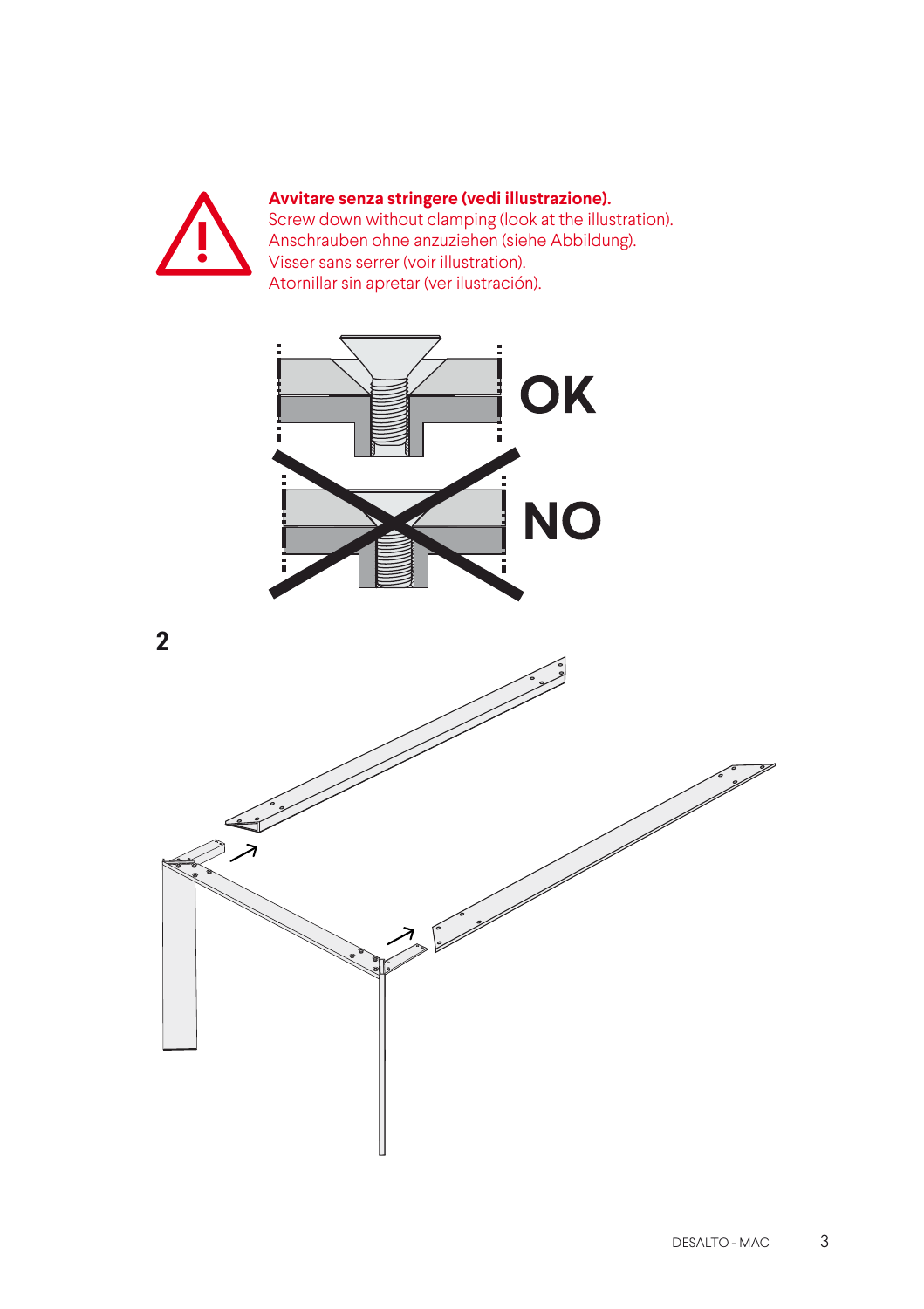**Avvitare senza stringere (vedi illustrazione).**
Screw down without clamping (look at the illustration).
Anschrauben ohne anzuziehen (siehe Abbildung).
Visser sans serrer (voir illustration).
Atornillar sin apretar (ver ilustración).

OK

NO

**2**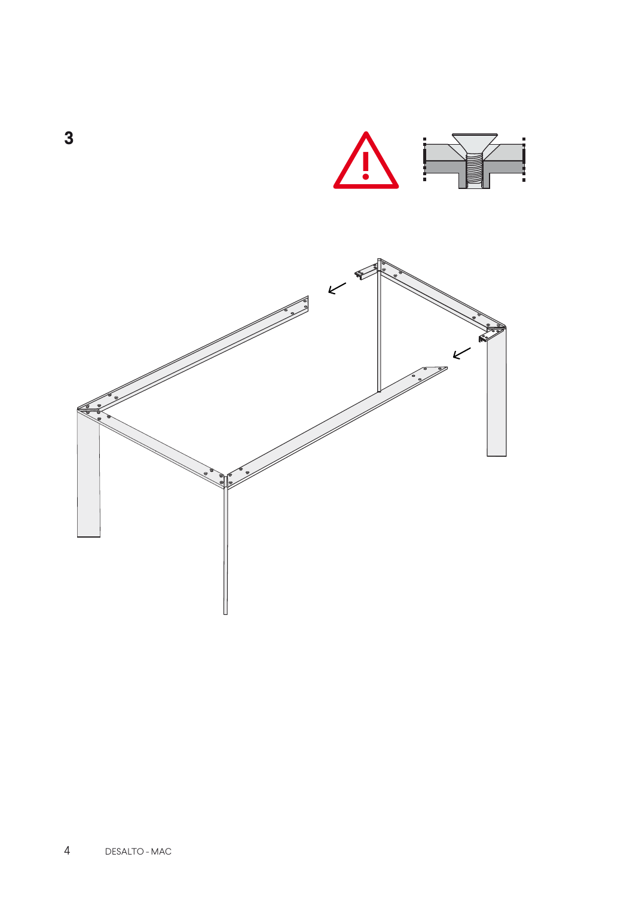**3**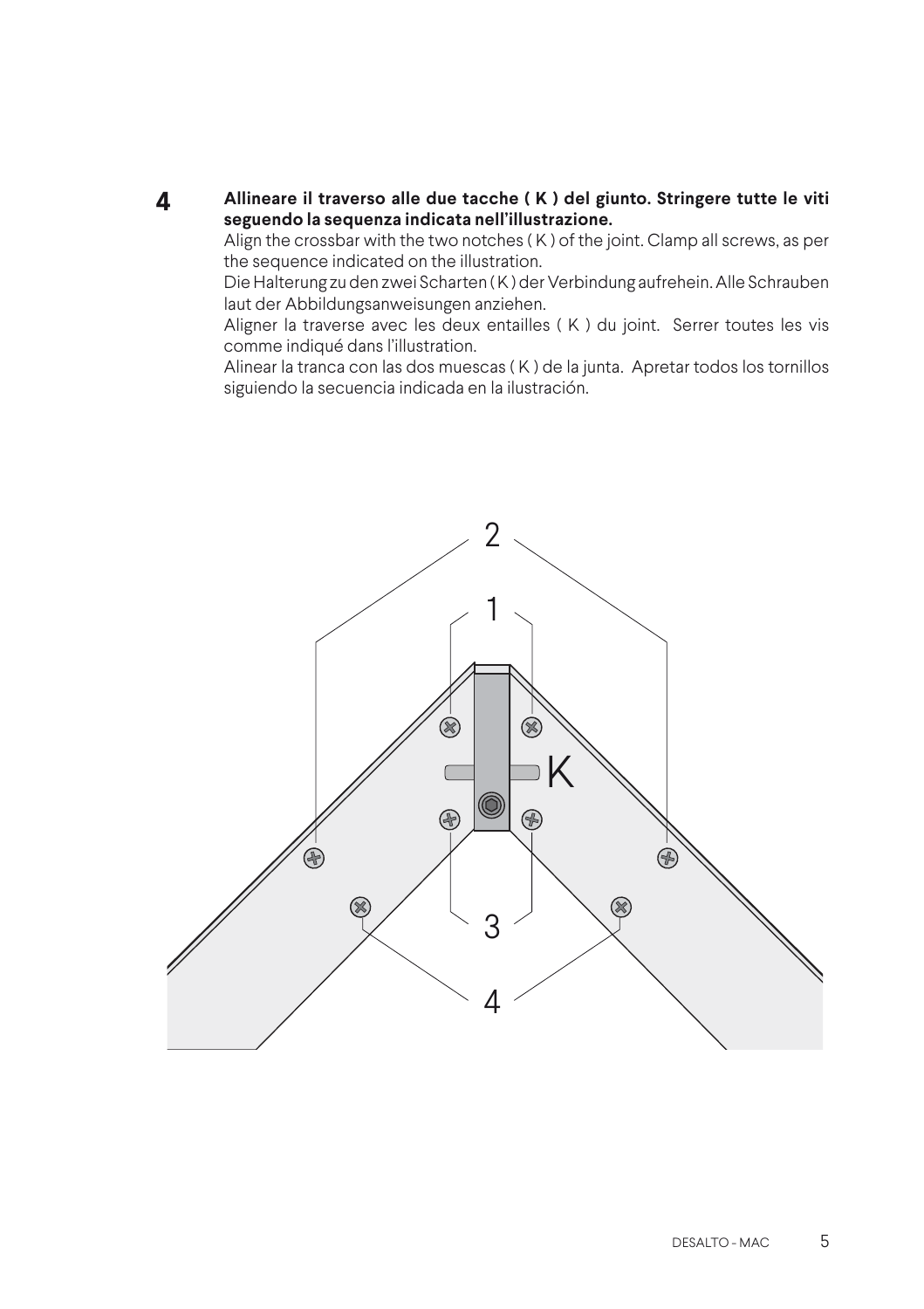**4** **Allineare il traverso alle due tacche ( K ) del giunto. Stringere tutte le viti seguendo la sequenza indicata nell'illustrazione.**

Align the crossbar with the two notches ( K ) of the joint. Clamp all screws, as per the sequence indicated on the illustration.

Die Halterung zu den zwei Scharten ( K ) der Verbindung aufrehein. Alle Schrauben laut der Abbildungsanweisungen anziehen.

Aligner la traverse avec les deux entailles ( K ) du joint. Serrer toutes les vis comme indiqué dans l'illustration.

Alinear la tranca con las dos muescas ( K ) de la junta. Apretar todos los tornillos siguiendo la secuencia indicada en la ilustración.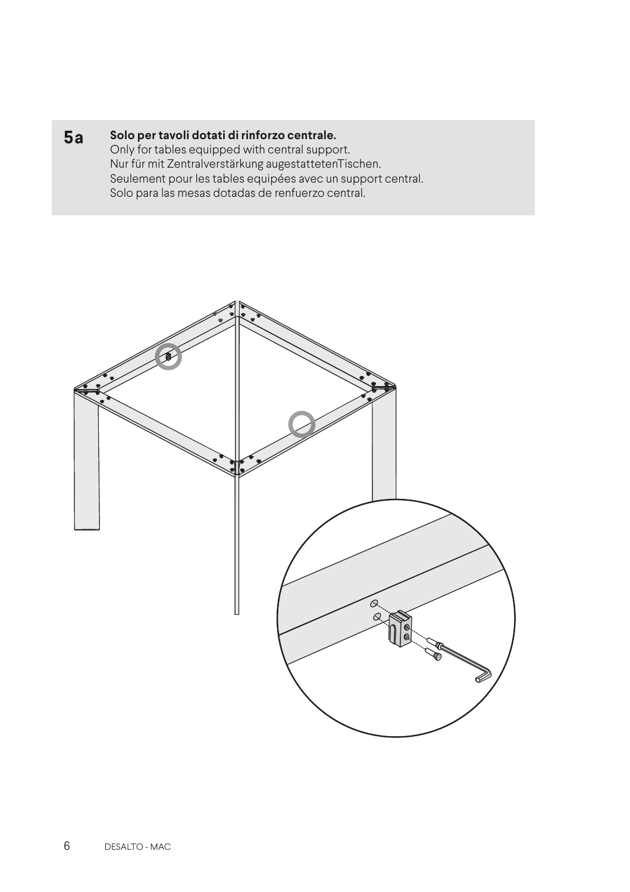**5a** **Solo per tavoli dotati di rinforzo centrale.**
Only for tables equipped with central support.
Nur für mit Zentralverstärkung augestattetenTischen.
Seulement pour les tables equipées avec un support central.
Solo para las mesas dotadas de renfuerzo central.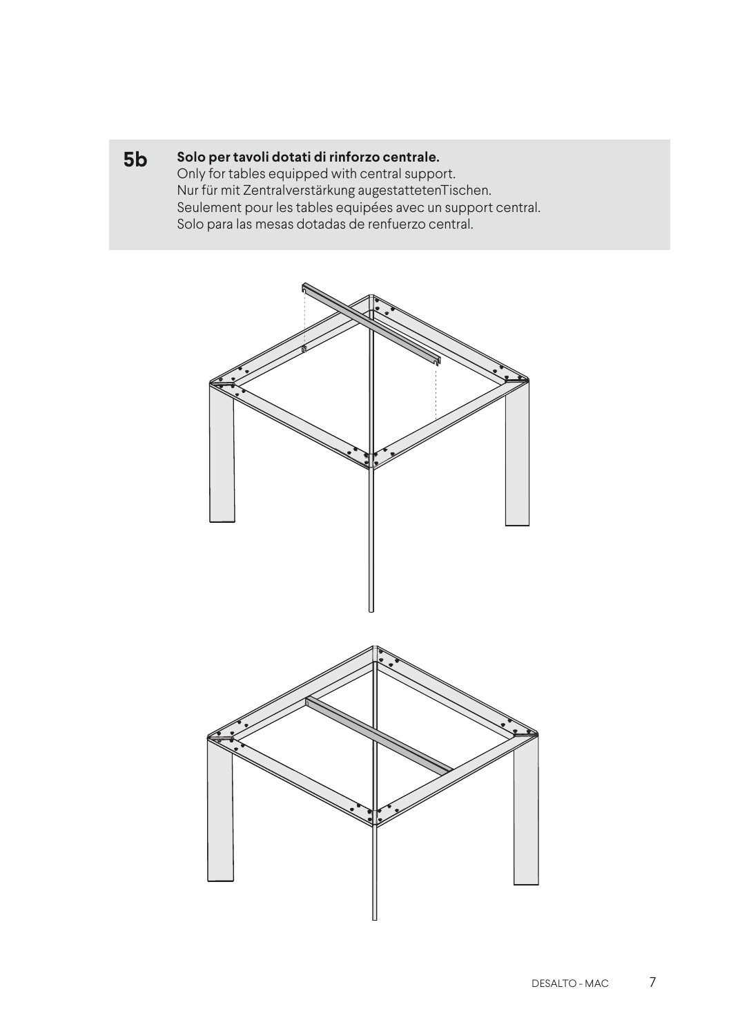**5b** **Solo per tavoli dotati di rinforzo centrale.**
Only for tables equipped with central support.
Nur für mit Zentralverstärkung augestattetenTischen.
Seulement pour les tables equipées avec un support central.
Solo para las mesas dotadas de renfuerzo central.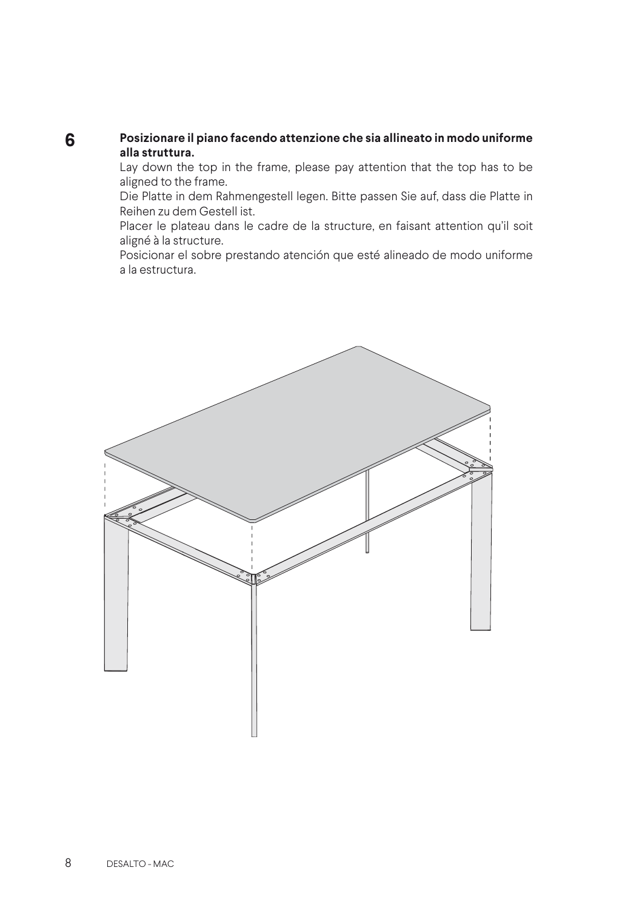**6**

**Posizionare il piano facendo attenzione che sia allineato in modo uniforme alla struttura.**

Lay down the top in the frame, please pay attention that the top has to be aligned to the frame.

Die Platte in dem Rahmengestell legen. Bitte passen Sie auf, dass die Platte in Reihen zu dem Gestell ist.

Placer le plateau dans le cadre de la structure, en faisant attention qu'il soit aligné à la structure.

Posicionar el sobre prestando atención que esté alineado de modo uniforme a la estructura.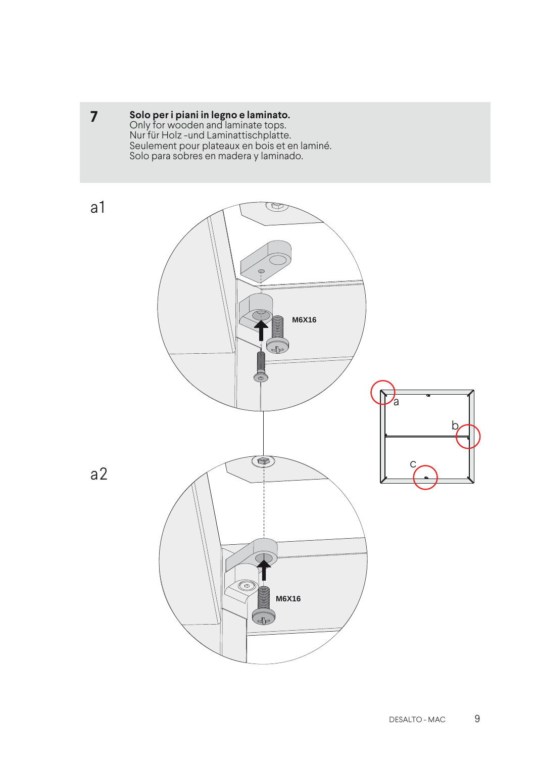**7**

**Solo per i piani in legno e laminato.**
Only for wooden and laminate tops.
Nur für Holz -und Laminattischplatte.
Seulement pour plateaux en bois et en laminé.
Solo para sobres en madera y laminado.

a1

M6X16

a2

M6X16

a

b

c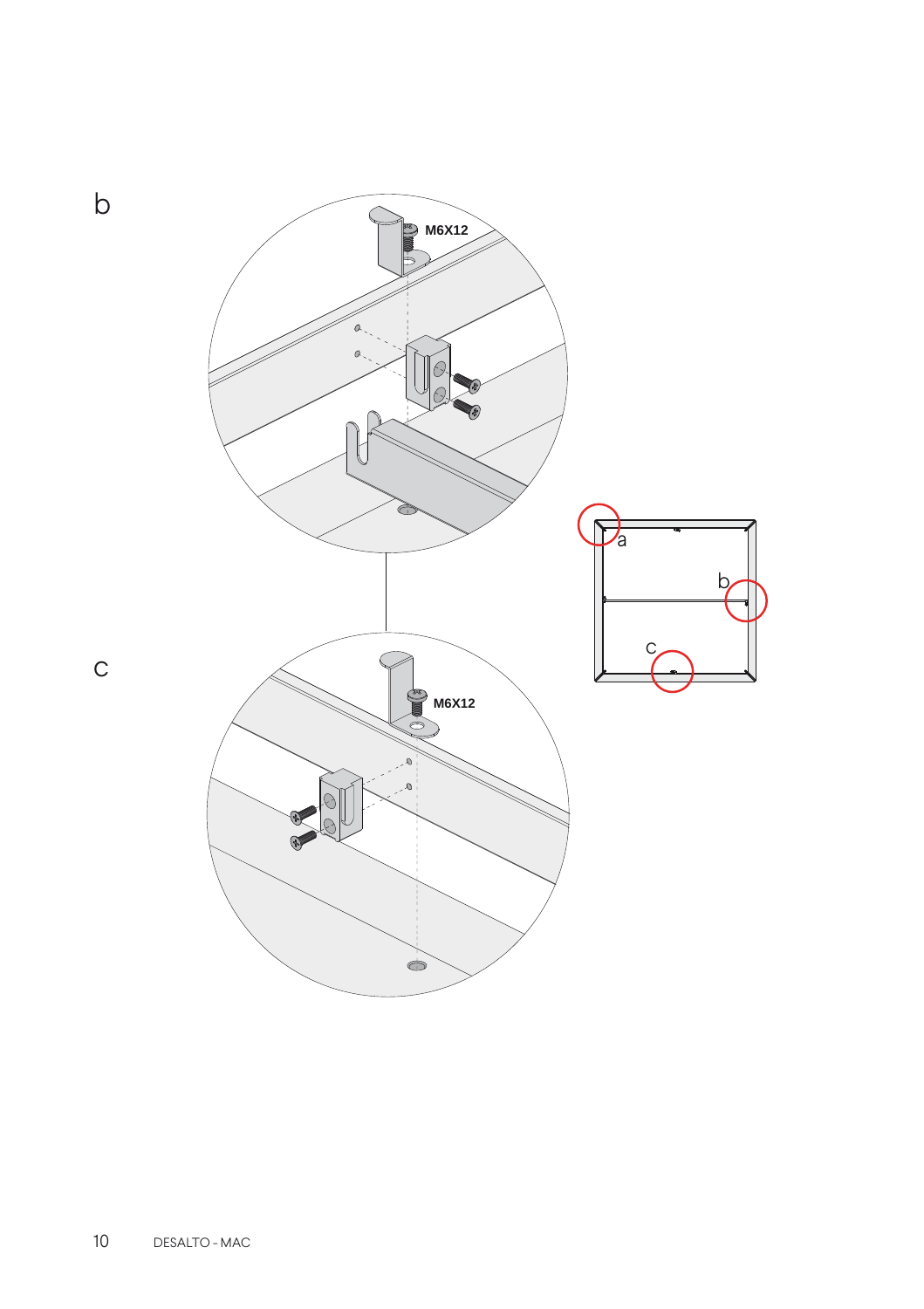b

M6X12

c

M6X12

a

b

c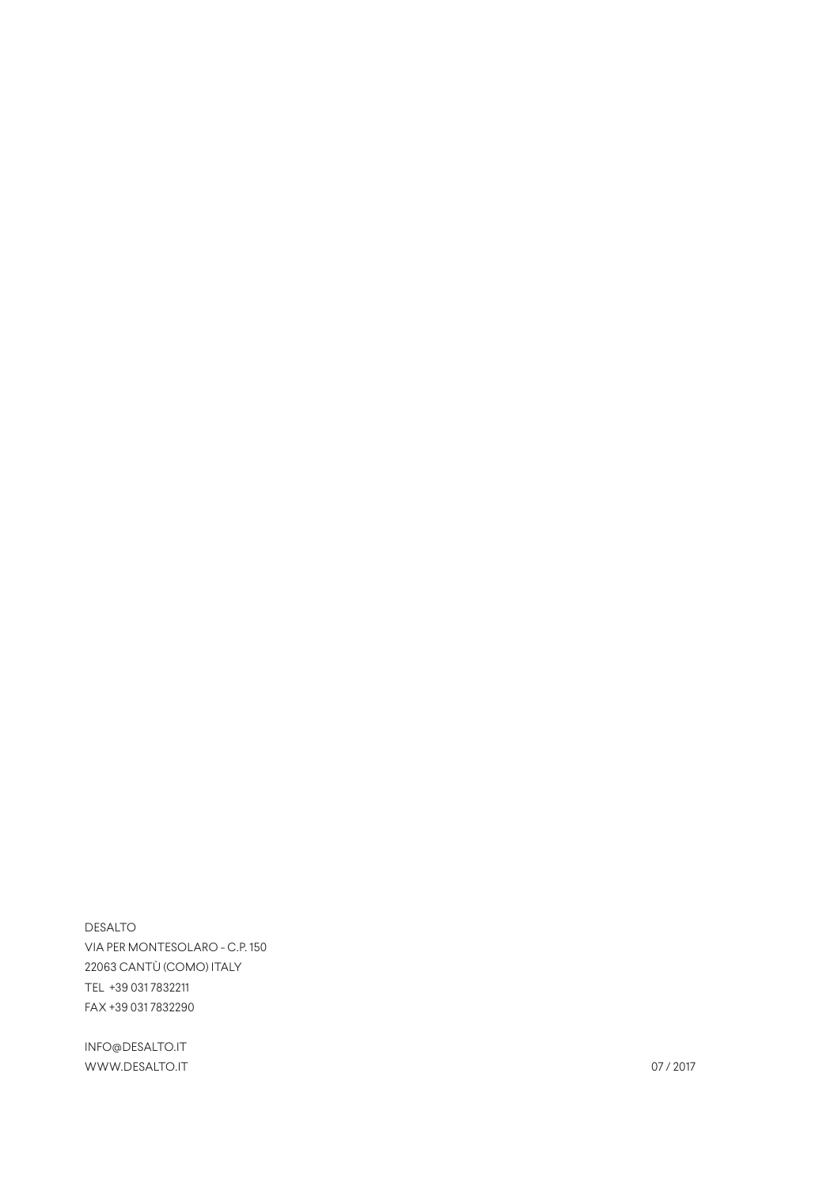DESALTO
VIA PER MONTESOLARO - C.P. 150
22063 CANTÙ (COMO) ITALY
TEL +39 031 7832211
FAX +39 031 7832290

INFO@DESALTO.IT
WWW.DESALTO.IT

07 / 2017